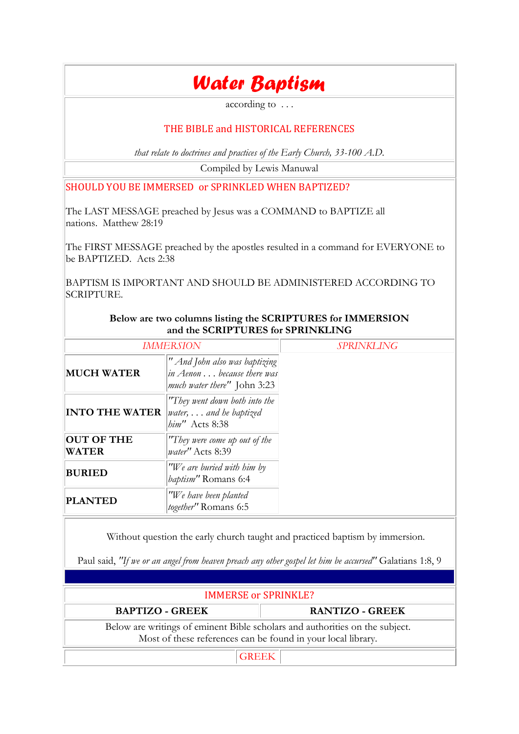# Water Baptism

according to . . .

THE BIBLE and HISTORICAL REFERENCES

*that relate to doctrines and practices of the Early Church, 33-100 A.D.*

Compiled by Lewis Manuwal

## SHOULD YOU BE IMMERSED or SPRINKLED WHEN BAPTIZED?

The LAST MESSAGE preached by Jesus was a COMMAND to BAPTIZE all nations. Matthew 28:19

The FIRST MESSAGE preached by the apostles resulted in a command for EVERYONE to be BAPTIZED. Acts 2:38

BAPTISM IS IMPORTANT AND SHOULD BE ADMINISTERED ACCORDING TO SCRIPTURE.

**Below are two columns listing the SCRIPTURES for IMMERSION and the SCRIPTURES for SPRINKLING**

| *IMMERSION* | | *SPRINKLING* |
|---|---|---|
| **MUCH WATER** | *" And John also was baptizing in Aenon . . . because there was much water there"* John 3:23 | |
| **INTO THE WATER** | *"They went down both into the water, . . . and he baptized him"* Acts 8:38 | |
| **OUT OF THE WATER** | *"They were come up out of the water"* Acts 8:39 | |
| **BURIED** | *"We are buried with him by baptism"* Romans 6:4 | |
| **PLANTED** | *"We have been planted together"* Romans 6:5 | |

Without question the early church taught and practiced baptism by immersion.

Paul said, *"If we or an angel from heaven preach any other gospel let him be accursed"* Galatians 1:8, 9

## IMMERSE or SPRINKLE?

| BAPTIZO - GREEK | RANTIZO - GREEK |
|---|---|

Below are writings of eminent Bible scholars and authorities on the subject.
Most of these references can be found in your local library.

GREEK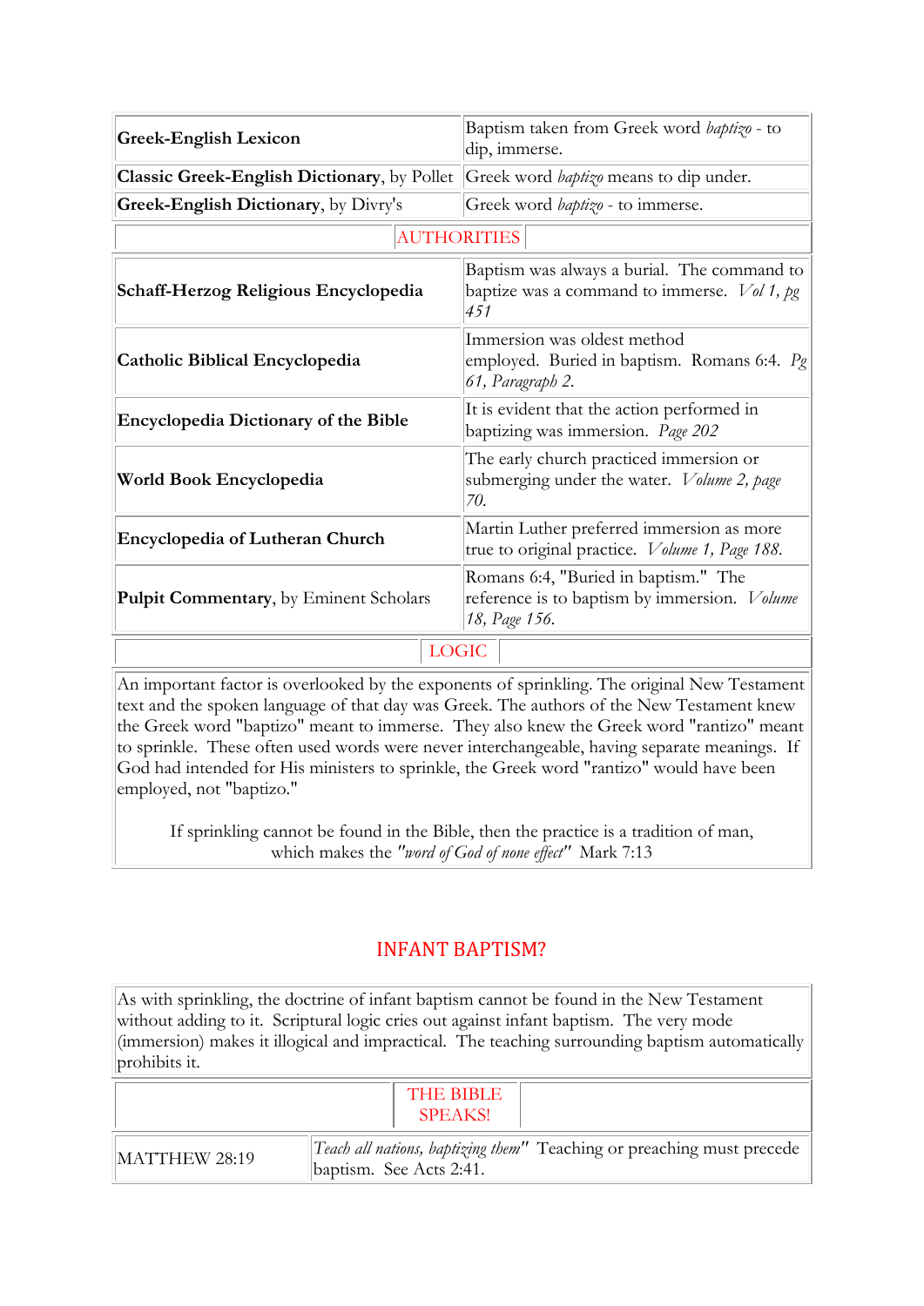| | |
|---|---|
| **Greek-English Lexicon** | Baptism taken from Greek word *baptizo* - to dip, immerse. |
| **Classic Greek-English Dictionary**, by Pollet | Greek word *baptizo* means to dip under. |
| **Greek-English Dictionary**, by Divry's | Greek word *baptizo* - to immerse. |

## AUTHORITIES

| | |
|---|---|
| **Schaff-Herzog Religious Encyclopedia** | Baptism was always a burial. The command to baptize was a command to immerse. *Vol 1, pg 451* |
| **Catholic Biblical Encyclopedia** | Immersion was oldest method employed. Buried in baptism. Romans 6:4. *Pg 61, Paragraph 2.* |
| **Encyclopedia Dictionary of the Bible** | It is evident that the action performed in baptizing was immersion. *Page 202* |
| **World Book Encyclopedia** | The early church practiced immersion or submerging under the water. *Volume 2, page 70.* |
| **Encyclopedia of Lutheran Church** | Martin Luther preferred immersion as more true to original practice. *Volume 1, Page 188.* |
| **Pulpit Commentary**, by Eminent Scholars | Romans 6:4, "Buried in baptism." The reference is to baptism by immersion. *Volume 18, Page 156.* |

## LOGIC

An important factor is overlooked by the exponents of sprinkling. The original New Testament text and the spoken language of that day was Greek. The authors of the New Testament knew the Greek word "baptizo" meant to immerse. They also knew the Greek word "rantizo" meant to sprinkle. These often used words were never interchangeable, having separate meanings. If God had intended for His ministers to sprinkle, the Greek word "rantizo" would have been employed, not "baptizo."

If sprinkling cannot be found in the Bible, then the practice is a tradition of man, which makes the *"word of God of none effect"* Mark 7:13

## INFANT BAPTISM?

As with sprinkling, the doctrine of infant baptism cannot be found in the New Testament without adding to it. Scriptural logic cries out against infant baptism. The very mode (immersion) makes it illogical and impractical. The teaching surrounding baptism automatically prohibits it.

### THE BIBLE SPEAKS!

| | |
|---|---|
| MATTHEW 28:19 | *Teach all nations, baptizing them"* Teaching or preaching must precede baptism. See Acts 2:41. |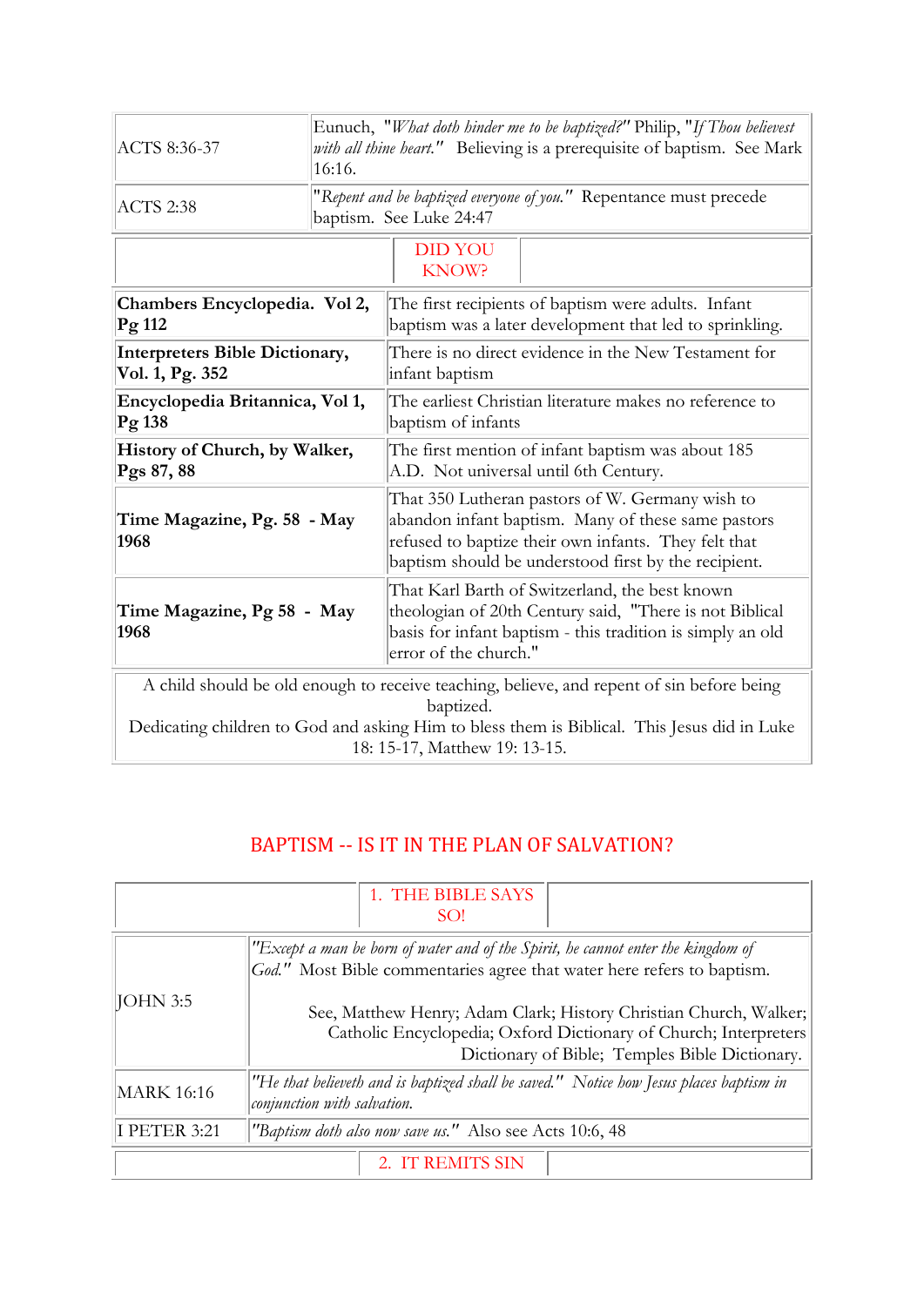| | |
|---|---|
| ACTS 8:36-37 | Eunuch, "*What doth hinder me to be baptized?*" Philip, "*If Thou believest with all thine heart.*" Believing is a prerequisite of baptism. See Mark 16:16. |
| ACTS 2:38 | "*Repent and be baptized everyone of you.*" Repentance must precede baptism. See Luke 24:47 |

## DID YOU KNOW?

| | |
|---|---|
| **Chambers Encyclopedia. Vol 2, Pg 112** | The first recipients of baptism were adults. Infant baptism was a later development that led to sprinkling. |
| **Interpreters Bible Dictionary, Vol. 1, Pg. 352** | There is no direct evidence in the New Testament for infant baptism |
| **Encyclopedia Britannica, Vol 1, Pg 138** | The earliest Christian literature makes no reference to baptism of infants |
| **History of Church, by Walker, Pgs 87, 88** | The first mention of infant baptism was about 185 A.D. Not universal until 6th Century. |
| **Time Magazine, Pg. 58 - May 1968** | That 350 Lutheran pastors of W. Germany wish to abandon infant baptism. Many of these same pastors refused to baptize their own infants. They felt that baptism should be understood first by the recipient. |
| **Time Magazine, Pg 58 - May 1968** | That Karl Barth of Switzerland, the best known theologian of 20th Century said, "There is not Biblical basis for infant baptism - this tradition is simply an old error of the church." |

A child should be old enough to receive teaching, believe, and repent of sin before being baptized.
Dedicating children to God and asking Him to bless them is Biblical. This Jesus did in Luke 18: 15-17, Matthew 19: 13-15.

## BAPTISM -- IS IT IN THE PLAN OF SALVATION?

### 1. THE BIBLE SAYS SO!

| | |
|---|---|
| JOHN 3:5 | "*Except a man be born of water and of the Spirit, he cannot enter the kingdom of God.*" Most Bible commentaries agree that water here refers to baptism.<br><br>See, Matthew Henry; Adam Clark; History Christian Church, Walker; Catholic Encyclopedia; Oxford Dictionary of Church; Interpreters Dictionary of Bible; Temples Bible Dictionary. |
| MARK 16:16 | "*He that believeth and is baptized shall be saved.*" *Notice how Jesus places baptism in conjunction with salvation.* |
| I PETER 3:21 | "*Baptism doth also now save us.*" Also see Acts 10:6, 48 |

### 2. IT REMITS SIN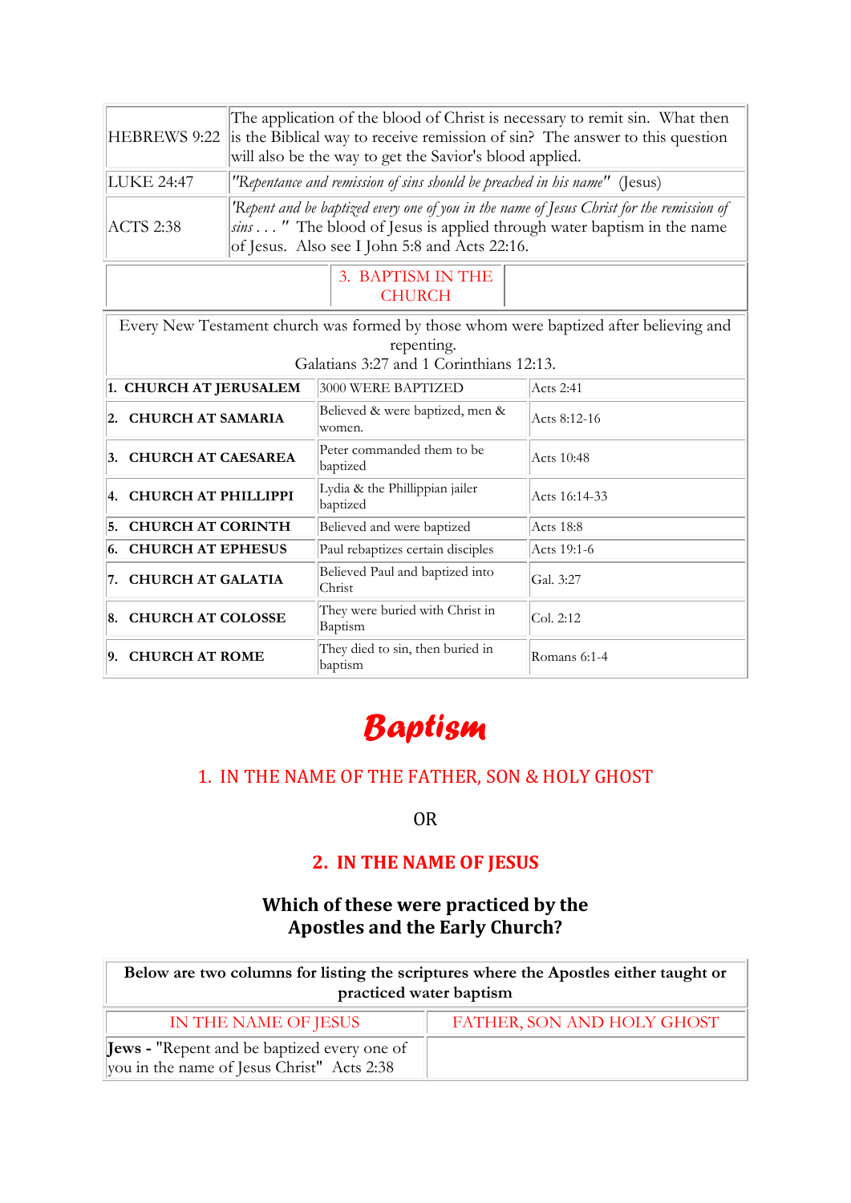| | |
|---|---|
| HEBREWS 9:22 | The application of the blood of Christ is necessary to remit sin. What then is the Biblical way to receive remission of sin? The answer to this question will also be the way to get the Savior's blood applied. |
| LUKE 24:47 | *"Repentance and remission of sins should be preached in his name"* (Jesus) |
| ACTS 2:38 | *'Repent and be baptized every one of you in the name of Jesus Christ for the remission of sins . . . "* The blood of Jesus is applied through water baptism in the name of Jesus. Also see I John 5:8 and Acts 22:16. |

## 3. BAPTISM IN THE CHURCH

Every New Testament church was formed by those whom were baptized after believing and repenting.
Galatians 3:27 and 1 Corinthians 12:13.

| | | |
|---|---|---|
| **1. CHURCH AT JERUSALEM** | 3000 WERE BAPTIZED | Acts 2:41 |
| **2. CHURCH AT SAMARIA** | Believed & were baptized, men & women. | Acts 8:12-16 |
| **3. CHURCH AT CAESAREA** | Peter commanded them to be baptized | Acts 10:48 |
| **4. CHURCH AT PHILLIPPI** | Lydia & the Phillippian jailer baptized | Acts 16:14-33 |
| **5. CHURCH AT CORINTH** | Believed and were baptized | Acts 18:8 |
| **6. CHURCH AT EPHESUS** | Paul rebaptizes certain disciples | Acts 19:1-6 |
| **7. CHURCH AT GALATIA** | Believed Paul and baptized into Christ | Gal. 3:27 |
| **8. CHURCH AT COLOSSE** | They were buried with Christ in Baptism | Col. 2:12 |
| **9. CHURCH AT ROME** | They died to sin, then buried in baptism | Romans 6:1-4 |

# Baptism

## 1. IN THE NAME OF THE FATHER, SON & HOLY GHOST

OR

## 2. IN THE NAME OF JESUS

### Which of these were practiced by the Apostles and the Early Church?

**Below are two columns for listing the scriptures where the Apostles either taught or practiced water baptism**

| IN THE NAME OF JESUS | FATHER, SON AND HOLY GHOST |
|---|---|
| **Jews -** "Repent and be baptized every one of you in the name of Jesus Christ" Acts 2:38 | |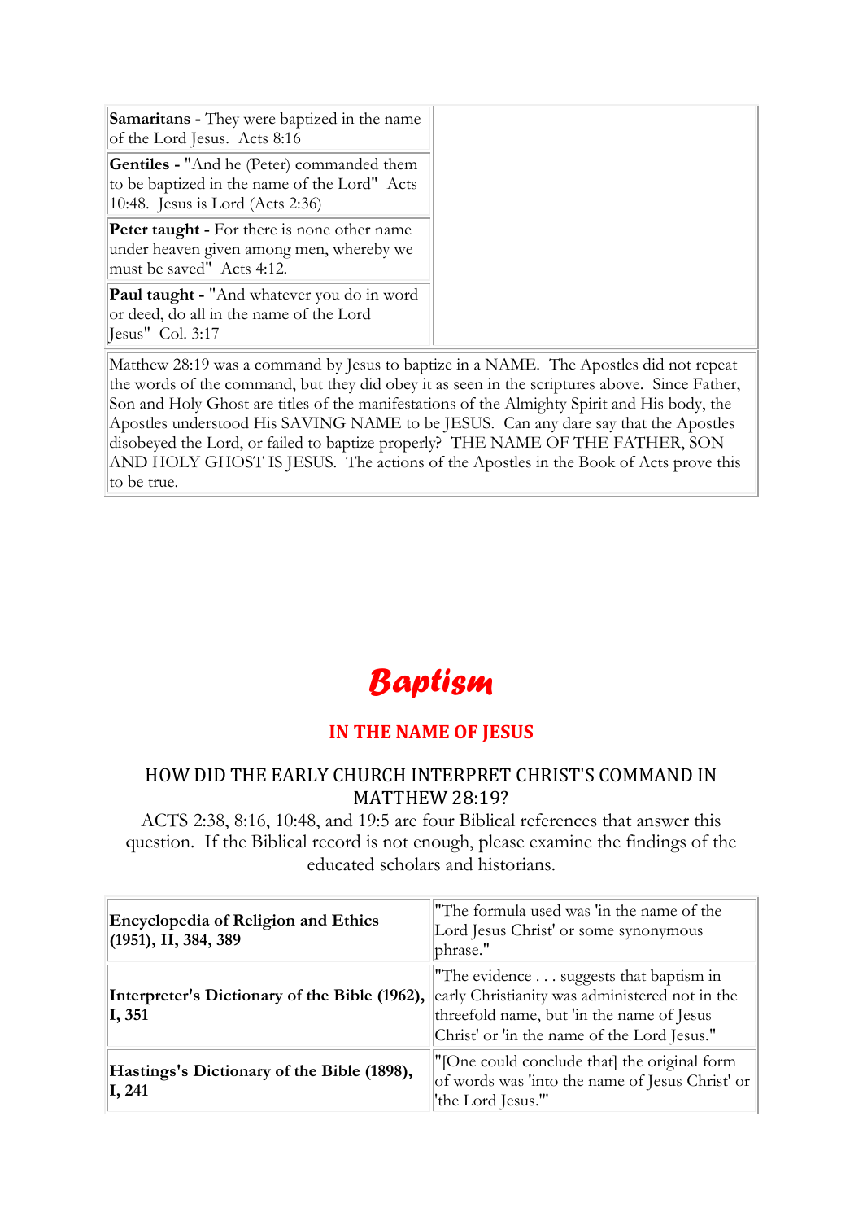| | |
|---|---|
| **Samaritans -** They were baptized in the name of the Lord Jesus. Acts 8:16 | |
| **Gentiles -** "And he (Peter) commanded them to be baptized in the name of the Lord" Acts 10:48. Jesus is Lord (Acts 2:36) | |
| **Peter taught -** For there is none other name under heaven given among men, whereby we must be saved" Acts 4:12. | |
| **Paul taught -** "And whatever you do in word or deed, do all in the name of the Lord Jesus" Col. 3:17 | |

Matthew 28:19 was a command by Jesus to baptize in a NAME. The Apostles did not repeat the words of the command, but they did obey it as seen in the scriptures above. Since Father, Son and Holy Ghost are titles of the manifestations of the Almighty Spirit and His body, the Apostles understood His SAVING NAME to be JESUS. Can any dare say that the Apostles disobeyed the Lord, or failed to baptize properly? THE NAME OF THE FATHER, SON AND HOLY GHOST IS JESUS. The actions of the Apostles in the Book of Acts prove this to be true.

# *Baptism*

## IN THE NAME OF JESUS

### HOW DID THE EARLY CHURCH INTERPRET CHRIST'S COMMAND IN MATTHEW 28:19?

ACTS 2:38, 8:16, 10:48, and 19:5 are four Biblical references that answer this question. If the Biblical record is not enough, please examine the findings of the educated scholars and historians.

| | |
|---|---|
| **Encyclopedia of Religion and Ethics (1951), II, 384, 389** | "The formula used was 'in the name of the Lord Jesus Christ' or some synonymous phrase." |
| **Interpreter's Dictionary of the Bible (1962), I, 351** | "The evidence . . . suggests that baptism in early Christianity was administered not in the threefold name, but 'in the name of Jesus Christ' or 'in the name of the Lord Jesus." |
| **Hastings's Dictionary of the Bible (1898), I, 241** | "[One could conclude that] the original form of words was 'into the name of Jesus Christ' or 'the Lord Jesus.'" |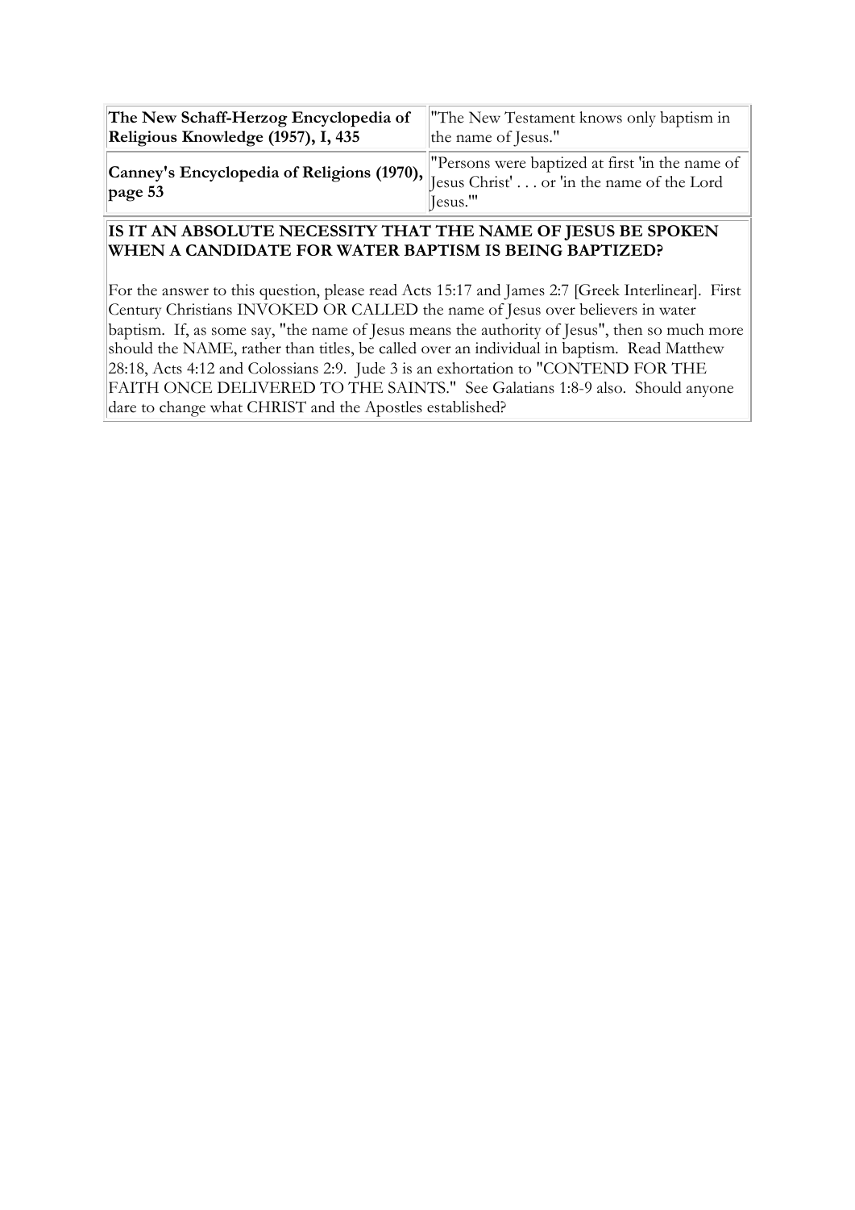| | |
|---|---|
| **The New Schaff-Herzog Encyclopedia of Religious Knowledge (1957), I, 435** | "The New Testament knows only baptism in the name of Jesus." |
| **Canney's Encyclopedia of Religions (1970), page 53** | "Persons were baptized at first 'in the name of Jesus Christ' . . . or 'in the name of the Lord Jesus.'" |

**IS IT AN ABSOLUTE NECESSITY THAT THE NAME OF JESUS BE SPOKEN WHEN A CANDIDATE FOR WATER BAPTISM IS BEING BAPTIZED?**

For the answer to this question, please read Acts 15:17 and James 2:7 [Greek Interlinear]. First Century Christians INVOKED OR CALLED the name of Jesus over believers in water baptism. If, as some say, "the name of Jesus means the authority of Jesus", then so much more should the NAME, rather than titles, be called over an individual in baptism. Read Matthew 28:18, Acts 4:12 and Colossians 2:9. Jude 3 is an exhortation to "CONTEND FOR THE FAITH ONCE DELIVERED TO THE SAINTS." See Galatians 1:8-9 also. Should anyone dare to change what CHRIST and the Apostles established?